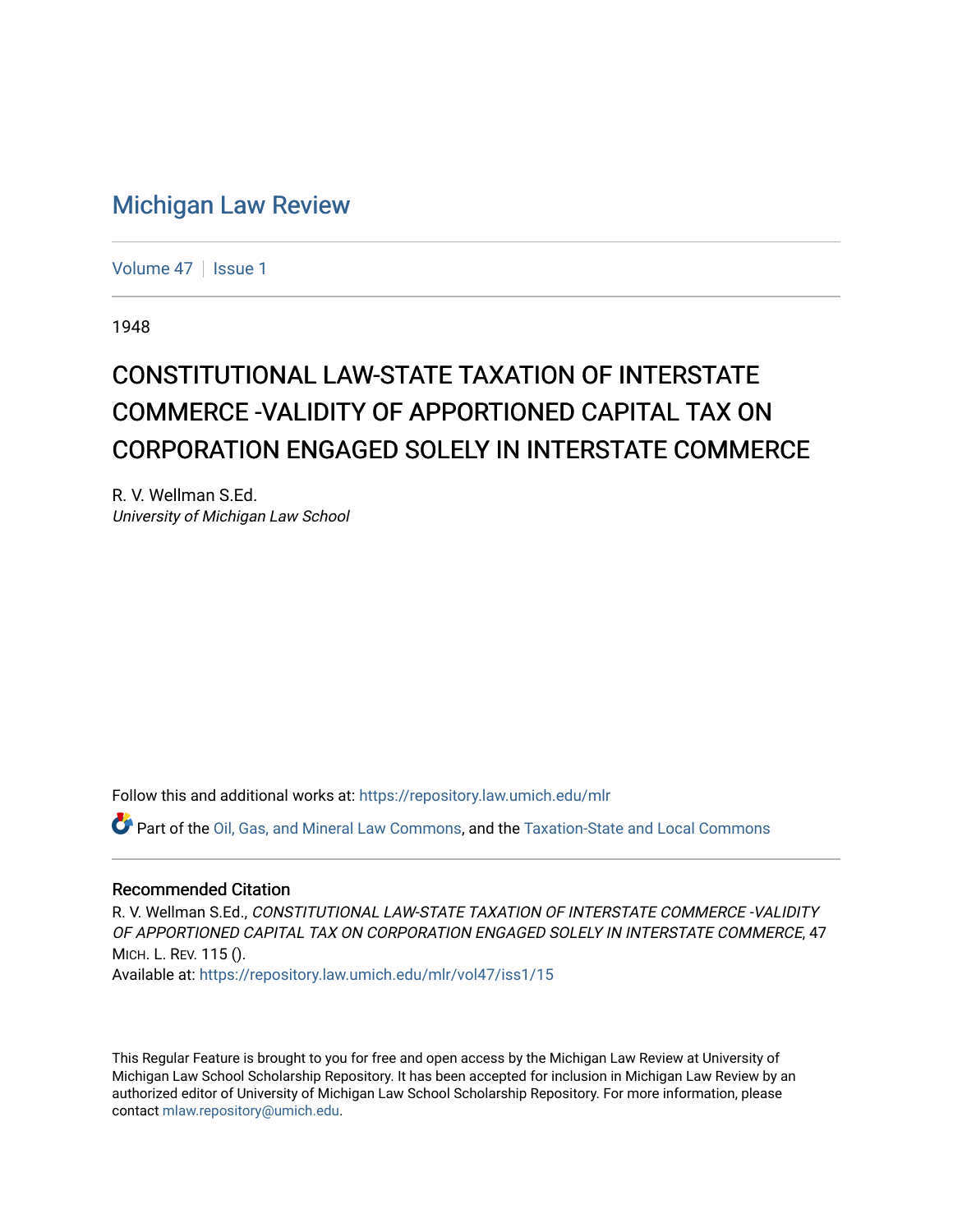# Michigan Law Review

Volume 47 | Issue 1

1948

## CONSTITUTIONAL LAW-STATE TAXATION OF INTERSTATE COMMERCE -VALIDITY OF APPORTIONED CAPITAL TAX ON CORPORATION ENGAGED SOLELY IN INTERSTATE COMMERCE

R. V. Wellman S.Ed.
*University of Michigan Law School*

Follow this and additional works at: https://repository.law.umich.edu/mlr

Part of the Oil, Gas, and Mineral Law Commons, and the Taxation-State and Local Commons

### Recommended Citation

R. V. Wellman S.Ed., *CONSTITUTIONAL LAW-STATE TAXATION OF INTERSTATE COMMERCE -VALIDITY OF APPORTIONED CAPITAL TAX ON CORPORATION ENGAGED SOLELY IN INTERSTATE COMMERCE*, 47 MICH. L. REV. 115 ().
Available at: https://repository.law.umich.edu/mlr/vol47/iss1/15

This Regular Feature is brought to you for free and open access by the Michigan Law Review at University of Michigan Law School Scholarship Repository. It has been accepted for inclusion in Michigan Law Review by an authorized editor of University of Michigan Law School Scholarship Repository. For more information, please contact mlaw.repository@umich.edu.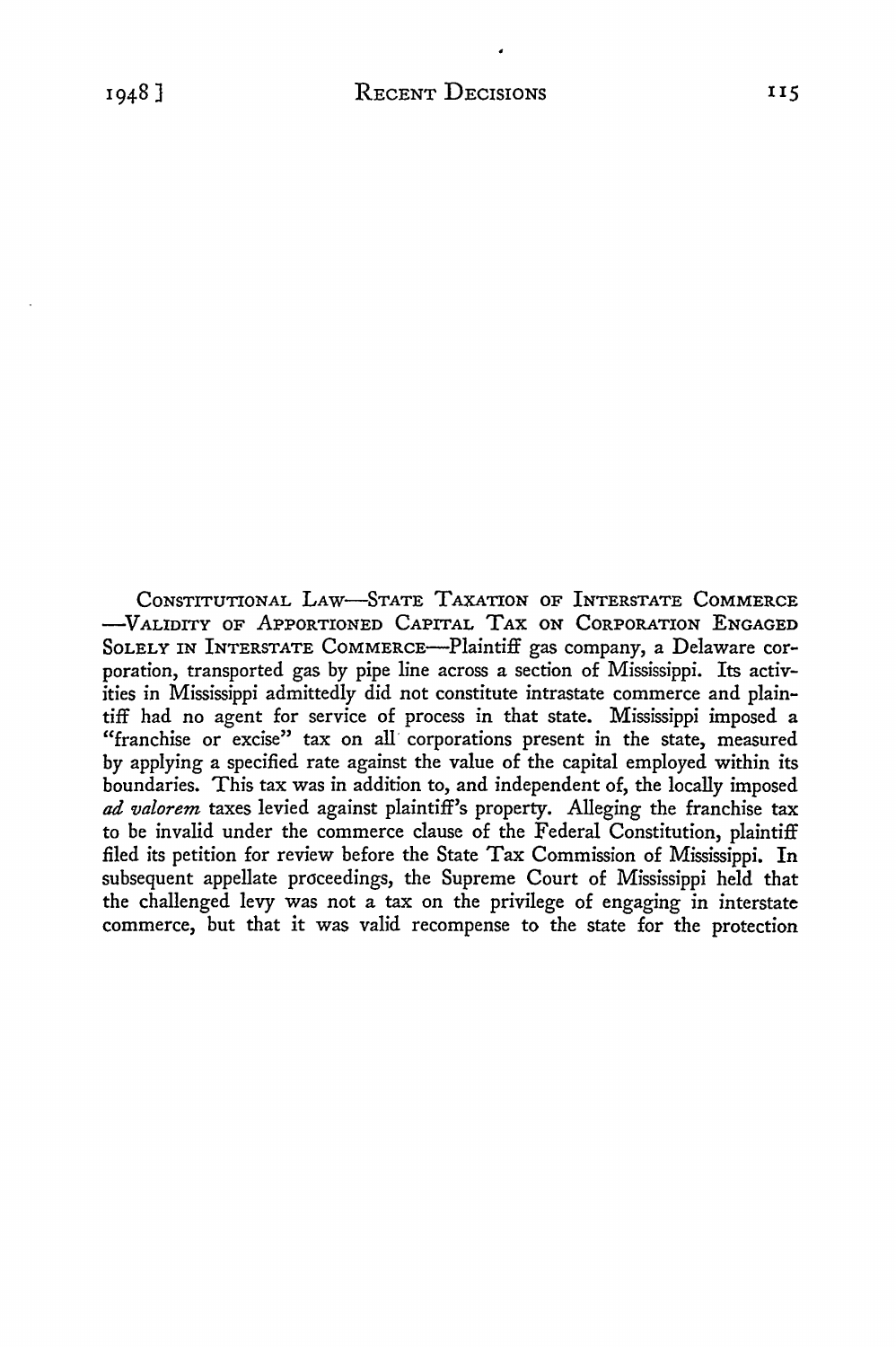CONSTITUTIONAL LAW—STATE TAXATION OF INTERSTATE COMMERCE —VALIDITY OF APPORTIONED CAPITAL TAX ON CORPORATION ENGAGED SOLELY IN INTERSTATE COMMERCE—Plaintiff gas company, a Delaware corporation, transported gas by pipe line across a section of Mississippi. Its activities in Mississippi admittedly did not constitute intrastate commerce and plaintiff had no agent for service of process in that state. Mississippi imposed a "franchise or excise" tax on all corporations present in the state, measured by applying a specified rate against the value of the capital employed within its boundaries. This tax was in addition to, and independent of, the locally imposed *ad valorem* taxes levied against plaintiff's property. Alleging the franchise tax to be invalid under the commerce clause of the Federal Constitution, plaintiff filed its petition for review before the State Tax Commission of Mississippi. In subsequent appellate proceedings, the Supreme Court of Mississippi held that the challenged levy was not a tax on the privilege of engaging in interstate commerce, but that it was valid recompense to the state for the protection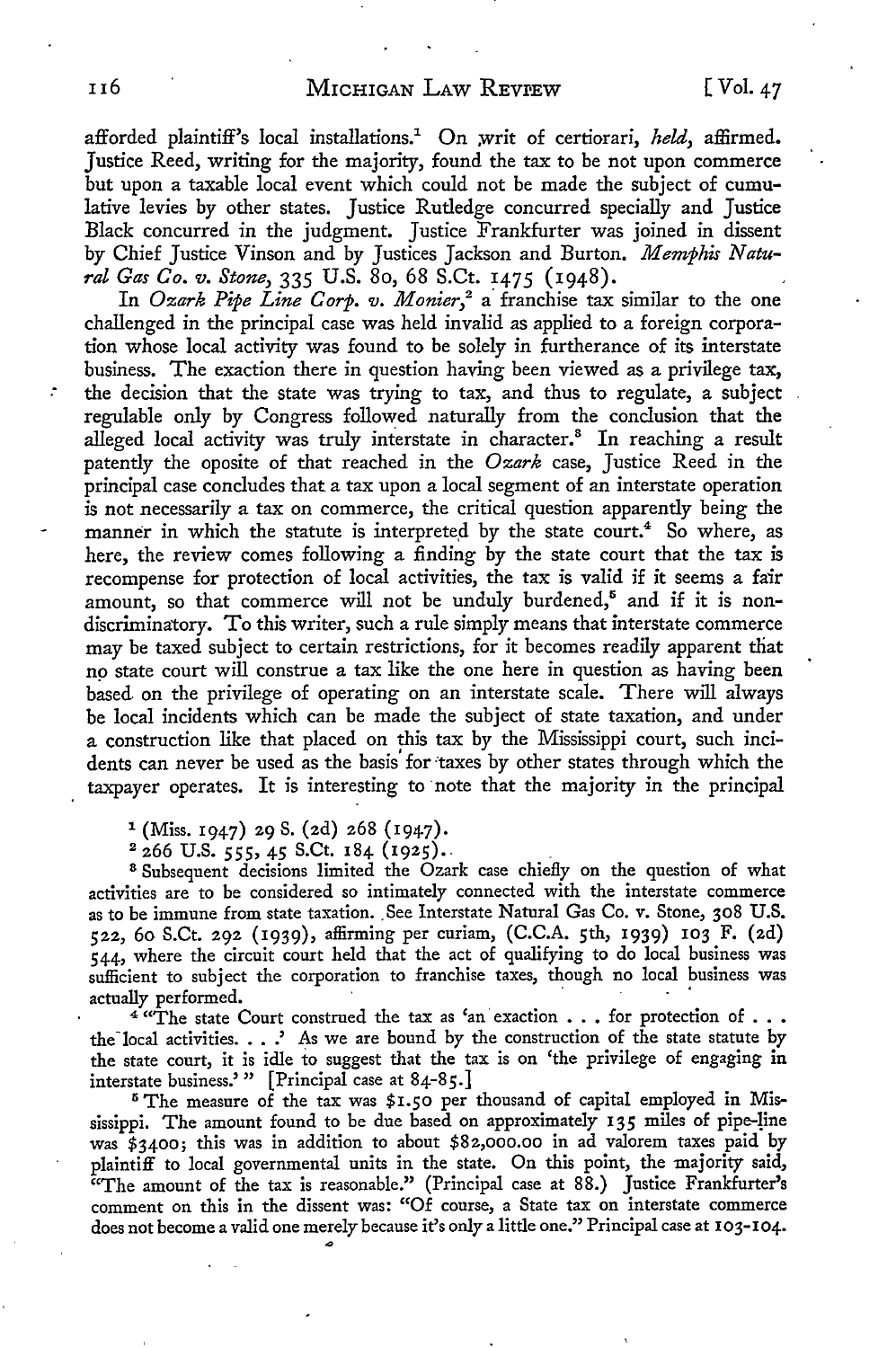afforded plaintiff's local installations.[1] On writ of certiorari, *held*, affirmed. Justice Reed, writing for the majority, found the tax to be not upon commerce but upon a taxable local event which could not be made the subject of cumulative levies by other states. Justice Rutledge concurred specially and Justice Black concurred in the judgment. Justice Frankfurter was joined in dissent by Chief Justice Vinson and by Justices Jackson and Burton. *Memphis Natural Gas Co. v. Stone*, 335 U.S. 80, 68 S.Ct. 1475 (1948).

In *Ozark Pipe Line Corp. v. Monier*,[2] a franchise tax similar to the one challenged in the principal case was held invalid as applied to a foreign corporation whose local activity was found to be solely in furtherance of its interstate business. The exaction there in question having been viewed as a privilege tax, the decision that the state was trying to tax, and thus to regulate, a subject regulable only by Congress followed naturally from the conclusion that the alleged local activity was truly interstate in character.[3] In reaching a result patently the oposite of that reached in the *Ozark* case, Justice Reed in the principal case concludes that a tax upon a local segment of an interstate operation is not necessarily a tax on commerce, the critical question apparently being the manner in which the statute is interpreted by the state court.[4] So where, as here, the review comes following a finding by the state court that the tax is recompense for protection of local activities, the tax is valid if it seems a fair amount, so that commerce will not be unduly burdened,[5] and if it is nondiscriminatory. To this writer, such a rule simply means that interstate commerce may be taxed subject to certain restrictions, for it becomes readily apparent that no state court will construe a tax like the one here in question as having been based on the privilege of operating on an interstate scale. There will always be local incidents which can be made the subject of state taxation, and under a construction like that placed on this tax by the Mississippi court, such incidents can never be used as the basis for taxes by other states through which the taxpayer operates. It is interesting to note that the majority in the principal

[1] (Miss. 1947) 29 S. (2d) 268 (1947).

[2] 266 U.S. 555, 45 S.Ct. 184 (1925).

[3] Subsequent decisions limited the Ozark case chiefly on the question of what activities are to be considered so intimately connected with the interstate commerce as to be immune from state taxation. See Interstate Natural Gas Co. v. Stone, 308 U.S. 522, 60 S.Ct. 292 (1939), affirming per curiam, (C.C.A. 5th, 1939) 103 F. (2d) 544, where the circuit court held that the act of qualifying to do local business was sufficient to subject the corporation to franchise taxes, though no local business was actually performed.

[4] "The state Court construed the tax as 'an exaction . . . for protection of . . . the local activities. . . .' As we are bound by the construction of the state statute by the state court, it is idle to suggest that the tax is on 'the privilege of engaging in interstate business.'" [Principal case at 84-85.]

[5] The measure of the tax was \$1.50 per thousand of capital employed in Mississippi. The amount found to be due based on approximately 135 miles of pipe-line was \$3400; this was in addition to about \$82,000.00 in ad valorem taxes paid by plaintiff to local governmental units in the state. On this point, the majority said, "The amount of the tax is reasonable." (Principal case at 88.) Justice Frankfurter's comment on this in the dissent was: "Of course, a State tax on interstate commerce does not become a valid one merely because it's only a little one." Principal case at 103-104.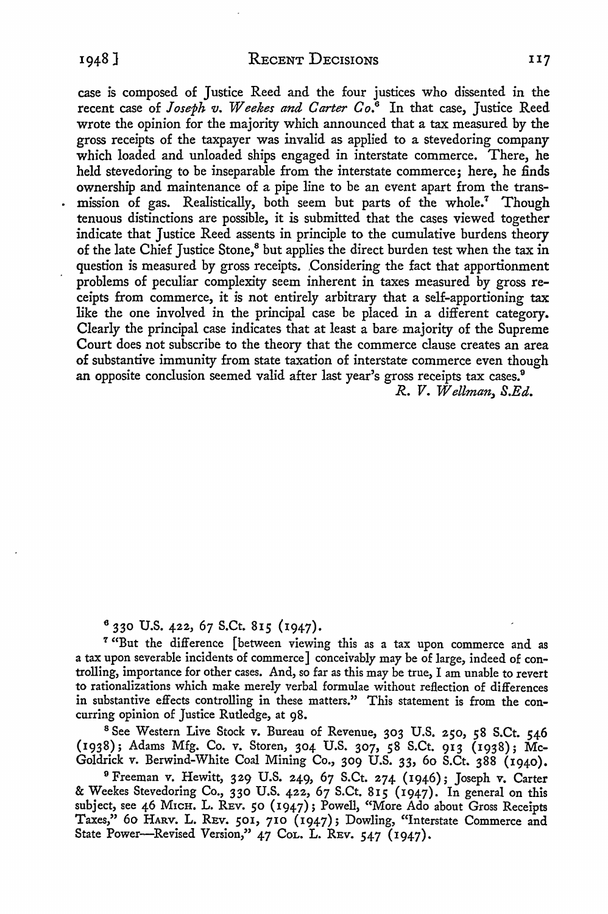case is composed of Justice Reed and the four justices who dissented in the recent case of *Joseph v. Weekes and Carter Co.*[6] In that case, Justice Reed wrote the opinion for the majority which announced that a tax measured by the gross receipts of the taxpayer was invalid as applied to a stevedoring company which loaded and unloaded ships engaged in interstate commerce. There, he held stevedoring to be inseparable from the interstate commerce; here, he finds ownership and maintenance of a pipe line to be an event apart from the transmission of gas. Realistically, both seem but parts of the whole.[7] Though tenuous distinctions are possible, it is submitted that the cases viewed together indicate that Justice Reed assents in principle to the cumulative burdens theory of the late Chief Justice Stone,[8] but applies the direct burden test when the tax in question is measured by gross receipts. Considering the fact that apportionment problems of peculiar complexity seem inherent in taxes measured by gross receipts from commerce, it is not entirely arbitrary that a self-apportioning tax like the one involved in the principal case be placed in a different category. Clearly the principal case indicates that at least a bare majority of the Supreme Court does not subscribe to the theory that the commerce clause creates an area of substantive immunity from state taxation of interstate commerce even though an opposite conclusion seemed valid after last year's gross receipts tax cases.[9]

*R. V. Wellman, S.Ed.*

[6] 330 U.S. 422, 67 S.Ct. 815 (1947).

[7] "But the difference [between viewing this as a tax upon commerce and as a tax upon severable incidents of commerce] conceivably may be of large, indeed of controlling, importance for other cases. And, so far as this may be true, I am unable to revert to rationalizations which make merely verbal formulae without reflection of differences in substantive effects controlling in these matters." This statement is from the concurring opinion of Justice Rutledge, at 98.

[8] See Western Live Stock v. Bureau of Revenue, 303 U.S. 250, 58 S.Ct. 546 (1938); Adams Mfg. Co. v. Storen, 304 U.S. 307, 58 S.Ct. 913 (1938); McGoldrick v. Berwind-White Coal Mining Co., 309 U.S. 33, 60 S.Ct. 388 (1940).

[9] Freeman v. Hewitt, 329 U.S. 249, 67 S.Ct. 274 (1946); Joseph v. Carter & Weekes Stevedoring Co., 330 U.S. 422, 67 S.Ct. 815 (1947). In general on this subject, see 46 MICH. L. REV. 50 (1947); Powell, "More Ado about Gross Receipts Taxes," 60 HARV. L. REV. 501, 710 (1947); Dowling, "Interstate Commerce and State Power—Revised Version," 47 COL. L. REV. 547 (1947).